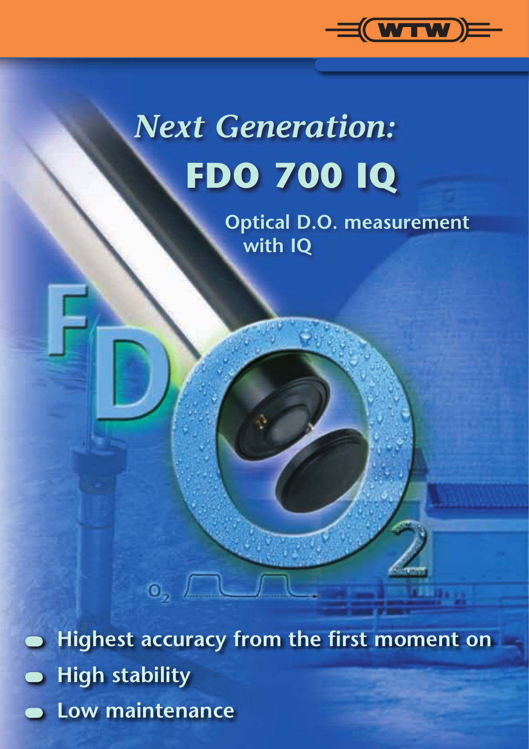# *Next Generation:*

# FDO 700 IQ

**Optical D.O. measurement with IQ**

- **Highest accuracy from the first moment on**
- **High stability**
- **Low maintenance**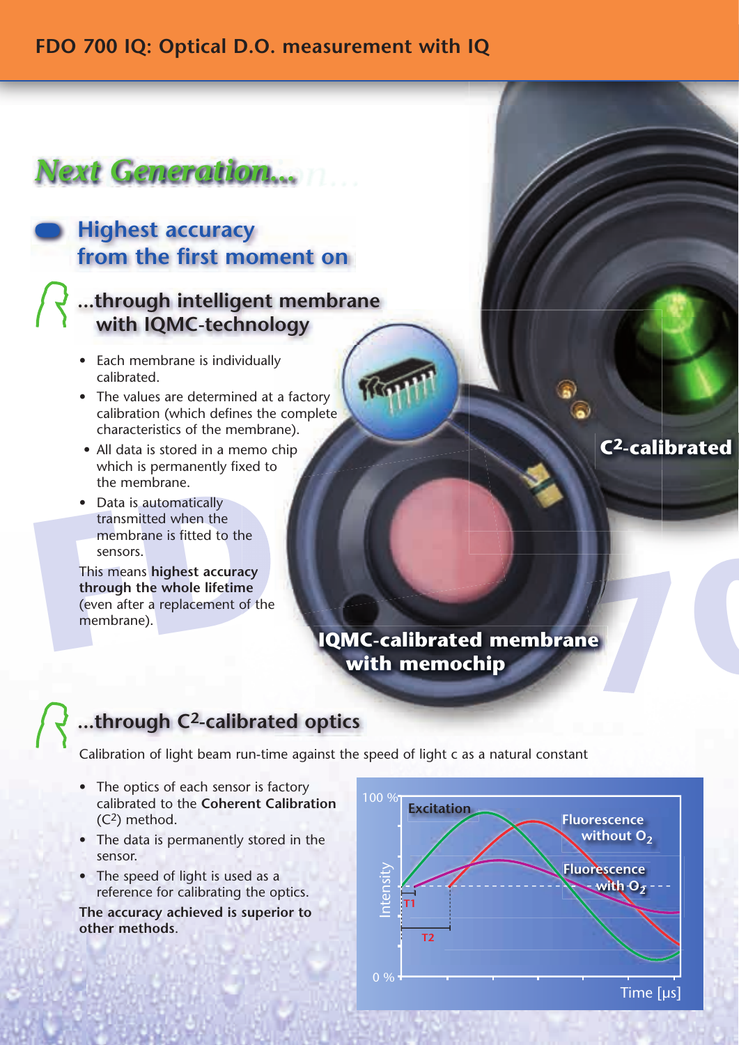# Next Generation...

## Highest accuracy from the first moment on

### ...through intelligent membrane with IQMC-technology

- Each membrane is individually calibrated.
- The values are determined at a factory calibration (which defines the complete characteristics of the membrane).
- All data is stored in a memo chip which is permanently fixed to the membrane.
- Data is automatically transmitted when the membrane is fitted to the sensors.

This means **highest accuracy through the whole lifetime** (even after a replacement of the membrane).

**IQMC-calibrated membrane with memochip**

**$C^2$-calibrated**

### ...through $C^2$-calibrated optics

Calibration of light beam run-time against the speed of light c as a natural constant

- The optics of each sensor is factory calibrated to the **Coherent Calibration** ($C^2$) method.
- The data is permanently stored in the sensor.
- The speed of light is used as a reference for calibrating the optics.

**The accuracy achieved is superior to other methods.**

Chart labels: 100 %, 0 %, Intensity, Time [µs], Excitation, Fluorescence without $O_2$, Fluorescence with $O_2$, T1, T2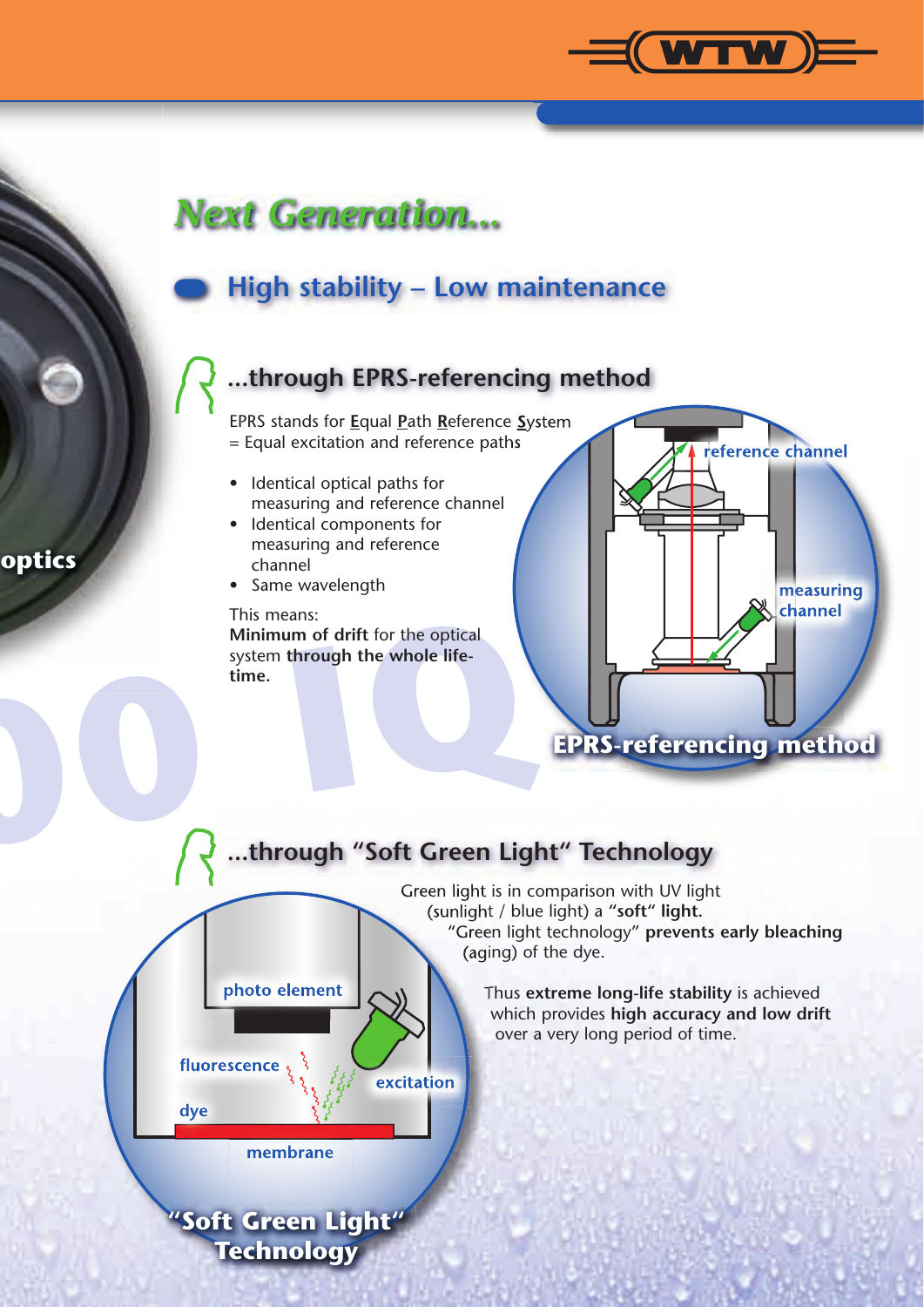# Next Generation...

## High stability – Low maintenance

### ...through EPRS-referencing method

EPRS stands for **E**qual **P**ath **R**eference **S**ystem
= Equal excitation and reference paths

- Identical optical paths for measuring and reference channel
- Identical components for measuring and reference channel
- Same wavelength

This means:
**Minimum of drift** for the optical system **through the whole life-time.**

reference channel

measuring channel

EPRS-referencing method

### ...through "Soft Green Light" Technology

Green light is in comparison with UV light (sunlight / blue light) a **"soft" light.**
"Green light technology" **prevents early bleaching** (aging) of the dye.

Thus **extreme long-life stability** is achieved which provides **high accuracy and low drift** over a very long period of time.

photo element

fluorescence

excitation

dye

membrane

"Soft Green Light" Technology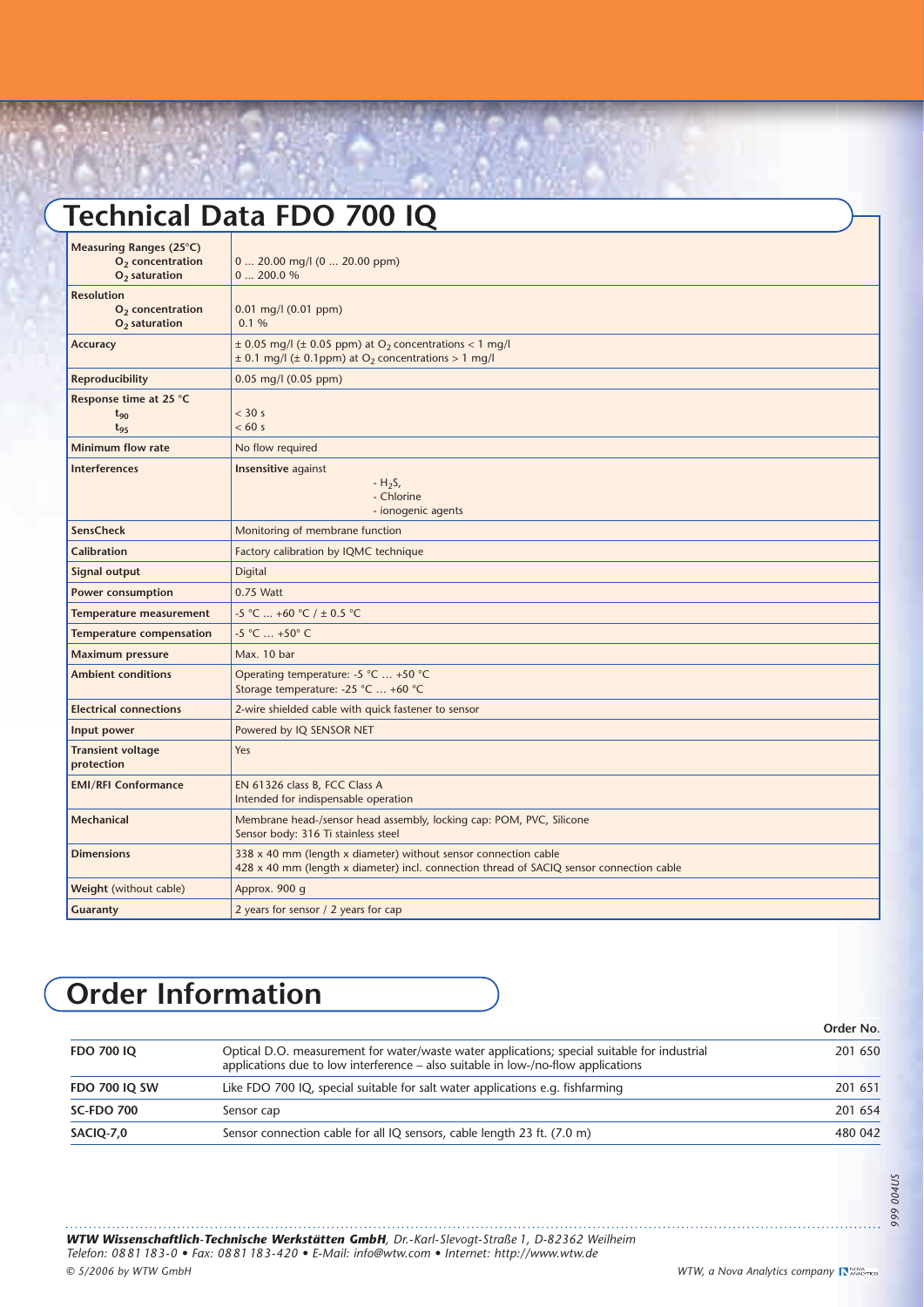# Technical Data FDO 700 IQ

| | |
|---|---|
| **Measuring Ranges (25°C)**<br>**$O_2$ concentration**<br>**$O_2$ saturation** | 0 ... 20.00 mg/l (0 ... 20.00 ppm)<br>0 ... 200.0 % |
| **Resolution**<br>**$O_2$ concentration**<br>**$O_2$ saturation** | 0.01 mg/l (0.01 ppm)<br>0.1 % |
| **Accuracy** | ± 0.05 mg/l (± 0.05 ppm) at $O_2$ concentrations < 1 mg/l<br>± 0.1 mg/l (± 0.1ppm) at $O_2$ concentrations > 1 mg/l |
| **Reproducibility** | 0.05 mg/l (0.05 ppm) |
| **Response time at 25 °C**<br>**$t_{90}$**<br>**$t_{95}$** | < 30 s<br>< 60 s |
| **Minimum flow rate** | No flow required |
| **Interferences** | **Insensitive** against<br>- $H_2S$,<br>- Chlorine<br>- ionogenic agents |
| **SensCheck** | Monitoring of membrane function |
| **Calibration** | Factory calibration by IQMC technique |
| **Signal output** | Digital |
| **Power consumption** | 0.75 Watt |
| **Temperature measurement** | -5 °C ... +60 °C / ± 0.5 °C |
| **Temperature compensation** | -5 °C ... +50° C |
| **Maximum pressure** | Max. 10 bar |
| **Ambient conditions** | Operating temperature: -5 °C ... +50 °C<br>Storage temperature: -25 °C ... +60 °C |
| **Electrical connections** | 2-wire shielded cable with quick fastener to sensor |
| **Input power** | Powered by IQ SENSOR NET |
| **Transient voltage protection** | Yes |
| **EMI/RFI Conformance** | EN 61326 class B, FCC Class A<br>Intended for indispensable operation |
| **Mechanical** | Membrane head-/sensor head assembly, locking cap: POM, PVC, Silicone<br>Sensor body: 316 Ti stainless steel |
| **Dimensions** | 338 x 40 mm (length x diameter) without sensor connection cable<br>428 x 40 mm (length x diameter) incl. connection thread of SACIQ sensor connection cable |
| **Weight** (without cable) | Approx. 900 g |
| **Guaranty** | 2 years for sensor / 2 years for cap |

# Order Information

| | | **Order No.** |
|---|---|---|
| **FDO 700 IQ** | Optical D.O. measurement for water/waste water applications; special suitable for industrial applications due to low interference – also suitable in low-/no-flow applications | 201 650 |
| **FDO 700 IQ SW** | Like FDO 700 IQ, special suitable for salt water applications e.g. fishfarming | 201 651 |
| **SC-FDO 700** | Sensor cap | 201 654 |
| **SACIQ-7,0** | Sensor connection cable for all IQ sensors, cable length 23 ft. (7.0 m) | 480 042 |

***WTW Wissenschaftlich-Technische Werkstätten GmbH**, Dr.-Karl-Slevogt-Straße 1, D-82362 Weilheim*
*Telefon: 0881 183-0 • Fax: 0881 183-420 • E-Mail: info@wtw.com • Internet: http://www.wtw.de*

*© 5/2006 by WTW GmbH*

*WTW, a Nova Analytics company*

*999 004US*